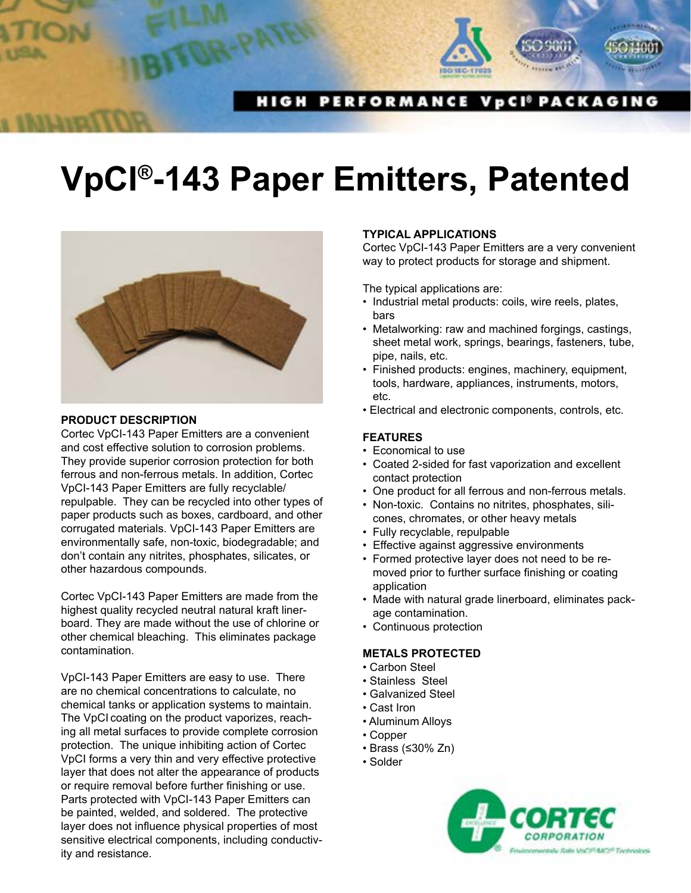HIGH PERFORMANCE VpCI® PACKAGING

# VpCI®-143 Paper Emitters, Patented

## PRODUCT DESCRIPTION

Cortec VpCI-143 Paper Emitters are a convenient and cost effective solution to corrosion problems. They provide superior corrosion protection for both ferrous and non-ferrous metals. In addition, Cortec VpCI-143 Paper Emitters are fully recyclable/ repulpable. They can be recycled into other types of paper products such as boxes, cardboard, and other corrugated materials. VpCI-143 Paper Emitters are environmentally safe, non-toxic, biodegradable; and don't contain any nitrites, phosphates, silicates, or other hazardous compounds.

Cortec VpCI-143 Paper Emitters are made from the highest quality recycled neutral natural kraft linerboard. They are made without the use of chlorine or other chemical bleaching. This eliminates package contamination.

VpCI-143 Paper Emitters are easy to use. There are no chemical concentrations to calculate, no chemical tanks or application systems to maintain. The VpCI coating on the product vaporizes, reaching all metal surfaces to provide complete corrosion protection. The unique inhibiting action of Cortec VpCI forms a very thin and very effective protective layer that does not alter the appearance of products or require removal before further finishing or use. Parts protected with VpCI-143 Paper Emitters can be painted, welded, and soldered. The protective layer does not influence physical properties of most sensitive electrical components, including conductivity and resistance.

## TYPICAL APPLICATIONS

Cortec VpCI-143 Paper Emitters are a very convenient way to protect products for storage and shipment.

The typical applications are:

- Industrial metal products: coils, wire reels, plates, bars
- Metalworking: raw and machined forgings, castings, sheet metal work, springs, bearings, fasteners, tube, pipe, nails, etc.
- Finished products: engines, machinery, equipment, tools, hardware, appliances, instruments, motors, etc.
- Electrical and electronic components, controls, etc.

## FEATURES

- Economical to use
- Coated 2-sided for fast vaporization and excellent contact protection
- One product for all ferrous and non-ferrous metals.
- Non-toxic. Contains no nitrites, phosphates, silicones, chromates, or other heavy metals
- Fully recyclable, repulpable
- Effective against aggressive environments
- Formed protective layer does not need to be removed prior to further surface finishing or coating application
- Made with natural grade linerboard, eliminates package contamination.
- Continuous protection

## METALS PROTECTED

- Carbon Steel
- Stainless Steel
- Galvanized Steel
- Cast Iron
- Aluminum Alloys
- Copper
- Brass (≤30% Zn)
- Solder

CORTEC CORPORATION

Environmentally Safe VpCI®/MCI® Technologies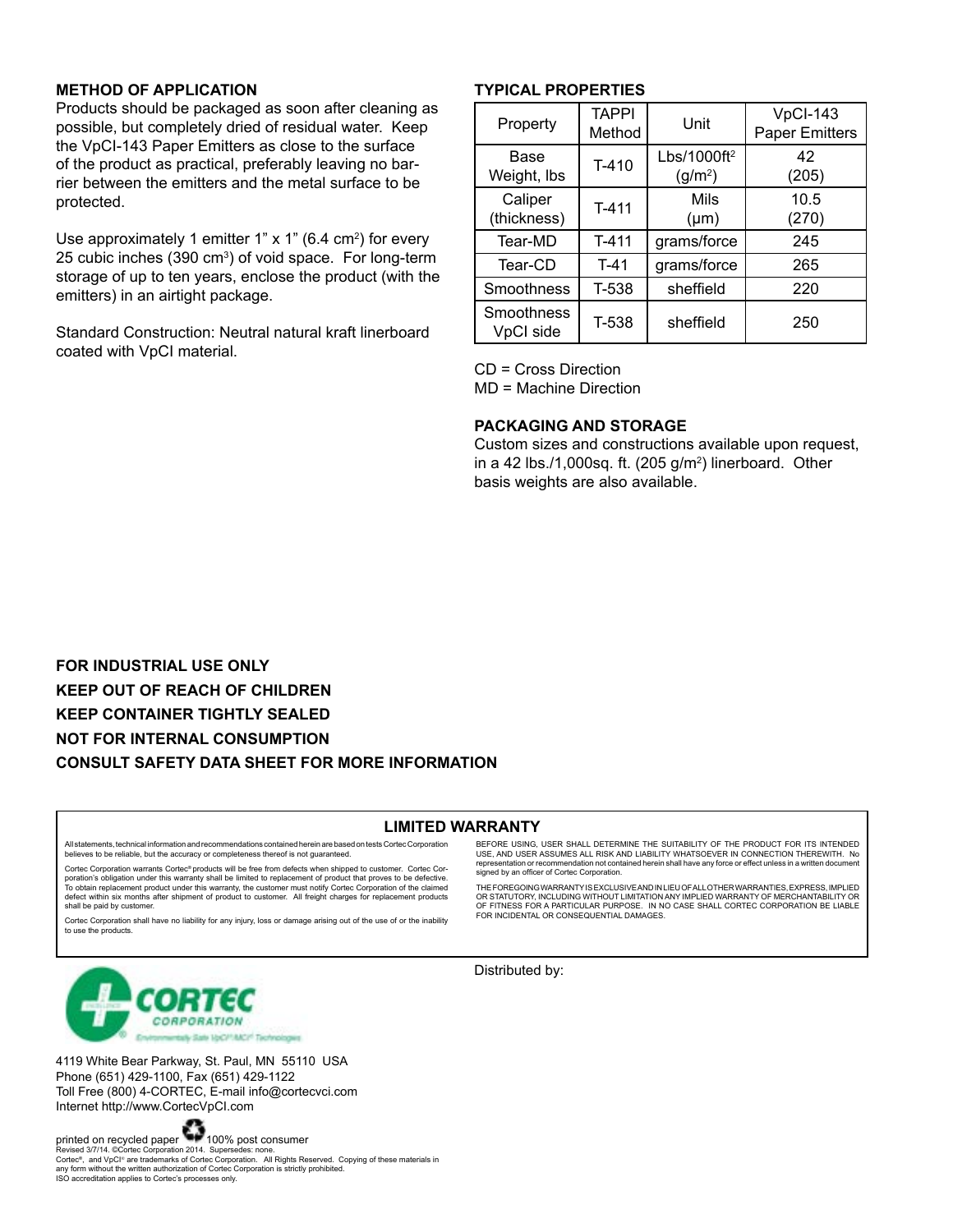## METHOD OF APPLICATION

Products should be packaged as soon after cleaning as possible, but completely dried of residual water. Keep the VpCI-143 Paper Emitters as close to the surface of the product as practical, preferably leaving no barrier between the emitters and the metal surface to be protected.

Use approximately 1 emitter 1" x 1" (6.4 $cm^2$) for every 25 cubic inches (390 $cm^3$) of void space. For long-term storage of up to ten years, enclose the product (with the emitters) in an airtight package.

Standard Construction: Neutral natural kraft linerboard coated with VpCI material.

## TYPICAL PROPERTIES

| Property | TAPPI Method | Unit | VpCI-143 Paper Emitters |
|---|---|---|---|
| Base Weight, lbs | T-410 | Lbs/1000$ft^2$ ($g/m^2$) | 42 (205) |
| Caliper (thickness) | T-411 | Mils (μm) | 10.5 (270) |
| Tear-MD | T-411 | grams/force | 245 |
| Tear-CD | T-41 | grams/force | 265 |
| Smoothness | T-538 | sheffield | 220 |
| Smoothness VpCI side | T-538 | sheffield | 250 |

CD = Cross Direction
MD = Machine Direction

## PACKAGING AND STORAGE

Custom sizes and constructions available upon request, in a 42 lbs./1,000sq. ft. (205 $g/m^2$) linerboard. Other basis weights are also available.

**FOR INDUSTRIAL USE ONLY**
**KEEP OUT OF REACH OF CHILDREN**
**KEEP CONTAINER TIGHTLY SEALED**
**NOT FOR INTERNAL CONSUMPTION**
**CONSULT SAFETY DATA SHEET FOR MORE INFORMATION**

## LIMITED WARRANTY

All statements, technical information and recommendations contained herein are based on tests Cortec Corporation believes to be reliable, but the accuracy or completeness thereof is not guaranteed.

Cortec Corporation warrants Cortec® products will be free from defects when shipped to customer. Cortec Corporation's obligation under this warranty shall be limited to replacement of product that proves to be defective. To obtain replacement product under this warranty, the customer must notify Cortec Corporation of the claimed defect within six months after shipment of product to customer. All freight charges for replacement products shall be paid by customer.

Cortec Corporation shall have no liability for any injury, loss or damage arising out of the use of or the inability to use the products.

BEFORE USING, USER SHALL DETERMINE THE SUITABILITY OF THE PRODUCT FOR ITS INTENDED USE, AND USER ASSUMES ALL RISK AND LIABILITY WHATSOEVER IN CONNECTION THEREWITH. No representation or recommendation not contained herein shall have any force or effect unless in a written document signed by an officer of Cortec Corporation.

THE FOREGOING WARRANTY IS EXCLUSIVE AND IN LIEU OF ALL OTHER WARRANTIES, EXPRESS, IMPLIED OR STATUTORY, INCLUDING WITHOUT LIMITATION ANY IMPLIED WARRANTY OF MERCHANTABILITY OR OF FITNESS FOR A PARTICULAR PURPOSE. IN NO CASE SHALL CORTEC CORPORATION BE LIABLE FOR INCIDENTAL OR CONSEQUENTIAL DAMAGES.

Distributed by:

CORTEC CORPORATION
Environmentally Safe VpCI®/MCI® Technologies

4119 White Bear Parkway, St. Paul, MN 55110 USA
Phone (651) 429-1100, Fax (651) 429-1122
Toll Free (800) 4-CORTEC, E-mail info@cortecvci.com
Internet http://www.CortecVpCI.com

printed on recycled paper 100% post consumer
Revised 3/7/14. ©Cortec Corporation 2014. Supersedes: none.
Cortec®, and VpCI® are trademarks of Cortec Corporation. All Rights Reserved. Copying of these materials in any form without the written authorization of Cortec Corporation is strictly prohibited.
ISO accreditation applies to Cortec's processes only.